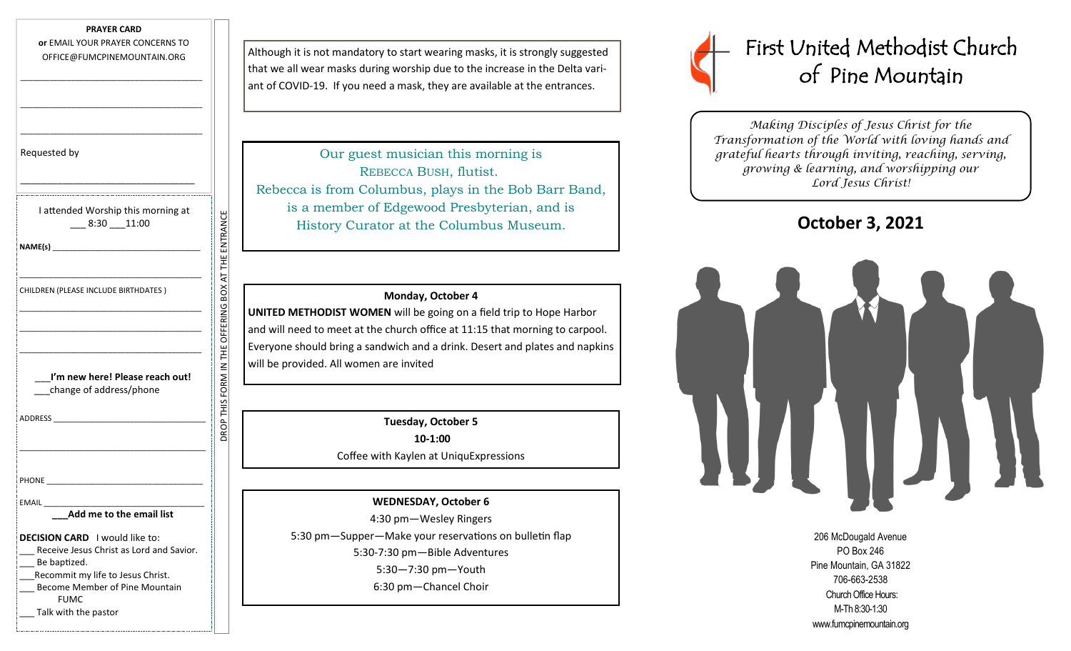**PRAYER CARD**
**or** EMAIL YOUR PRAYER CONCERNS TO OFFICE@FUMCPINEMOUNTAIN.ORG

\_\_\_\_\_\_\_\_\_\_\_\_\_\_\_\_\_\_\_\_\_\_\_\_\_\_\_\_\_\_\_\_\_\_\_\_

\_\_\_\_\_\_\_\_\_\_\_\_\_\_\_\_\_\_\_\_\_\_\_\_\_\_\_\_\_\_\_\_\_\_\_\_

\_\_\_\_\_\_\_\_\_\_\_\_\_\_\_\_\_\_\_\_\_\_\_\_\_\_\_\_\_\_\_\_\_\_\_\_

Requested by

\_\_\_\_\_\_\_\_\_\_\_\_\_\_\_\_\_\_\_\_\_\_\_\_\_\_\_\_\_\_\_\_\_\_\_\_

I attended Worship this morning at
\_\_\_ 8:30 \_\_\_11:00

**NAME(s)** \_\_\_\_\_\_\_\_\_\_\_\_\_\_\_\_\_\_\_\_\_\_\_\_\_\_\_\_\_\_\_\_\_\_

\_\_\_\_\_\_\_\_\_\_\_\_\_\_\_\_\_\_\_\_\_\_\_\_\_\_\_\_\_\_\_\_\_\_\_\_

CHILDREN (PLEASE INCLUDE BIRTHDATES )

\_\_\_\_\_\_\_\_\_\_\_\_\_\_\_\_\_\_\_\_\_\_\_\_\_\_\_\_\_\_\_\_\_\_\_\_

\_\_\_\_\_\_\_\_\_\_\_\_\_\_\_\_\_\_\_\_\_\_\_\_\_\_\_\_\_\_\_\_\_\_\_\_

\_\_\_\_\_\_\_\_\_\_\_\_\_\_\_\_\_\_\_\_\_\_\_\_\_\_\_\_\_\_\_\_\_\_\_\_

\_\_\_**I'm new here! Please reach out!**
\_\_\_change of address/phone

ADDRESS \_\_\_\_\_\_\_\_\_\_\_\_\_\_\_\_\_\_\_\_\_\_\_\_\_\_\_\_\_\_\_\_\_\_

\_\_\_\_\_\_\_\_\_\_\_\_\_\_\_\_\_\_\_\_\_\_\_\_\_\_\_\_\_\_\_\_\_\_\_\_

PHONE \_\_\_\_\_\_\_\_\_\_\_\_\_\_\_\_\_\_\_\_\_\_\_\_\_\_\_\_\_\_\_\_\_\_

EMAIL \_\_\_\_\_\_\_\_\_\_\_\_\_\_\_\_\_\_\_\_\_\_\_\_\_\_\_\_\_\_\_\_\_\_

**\_\_\_Add me to the email list**

**DECISION CARD** I would like to:
\_\_\_ Receive Jesus Christ as Lord and Savior.
\_\_\_ Be baptized.
\_\_\_Recommit my life to Jesus Christ.
\_\_\_ Become Member of Pine Mountain FUMC
\_\_\_ Talk with the pastor

DROP THIS FORM IN THE OFFERING BOX AT THE ENTRANCE

Although it is not mandatory to start wearing masks, it is strongly suggested that we all wear masks during worship due to the increase in the Delta variant of COVID-19. If you need a mask, they are available at the entrances.

Our guest musician this morning is
REBECCA BUSH, flutist.
Rebecca is from Columbus, plays in the Bob Barr Band, is a member of Edgewood Presbyterian, and is History Curator at the Columbus Museum.

**Monday, October 4**

**UNITED METHODIST WOMEN** will be going on a field trip to Hope Harbor and will need to meet at the church office at 11:15 that morning to carpool. Everyone should bring a sandwich and a drink. Desert and plates and napkins will be provided. All women are invited

**Tuesday, October 5**
**10-1:00**
Coffee with Kaylen at UniquExpressions

**WEDNESDAY, October 6**
4:30 pm—Wesley Ringers
5:30 pm—Supper—Make your reservations on bulletin flap
5:30-7:30 pm—Bible Adventures
5:30—7:30 pm—Youth
6:30 pm—Chancel Choir

# First United Methodist Church of Pine Mountain

*Making Disciples of Jesus Christ for the Transformation of the World with loving hands and grateful hearts through inviting, reaching, serving, growing & learning, and worshipping our Lord Jesus Christ!*

## October 3, 2021

206 McDougald Avenue
PO Box 246
Pine Mountain, GA 31822
706-663-2538
Church Office Hours:
M-Th 8:30-1:30
www.fumcpinemountain.org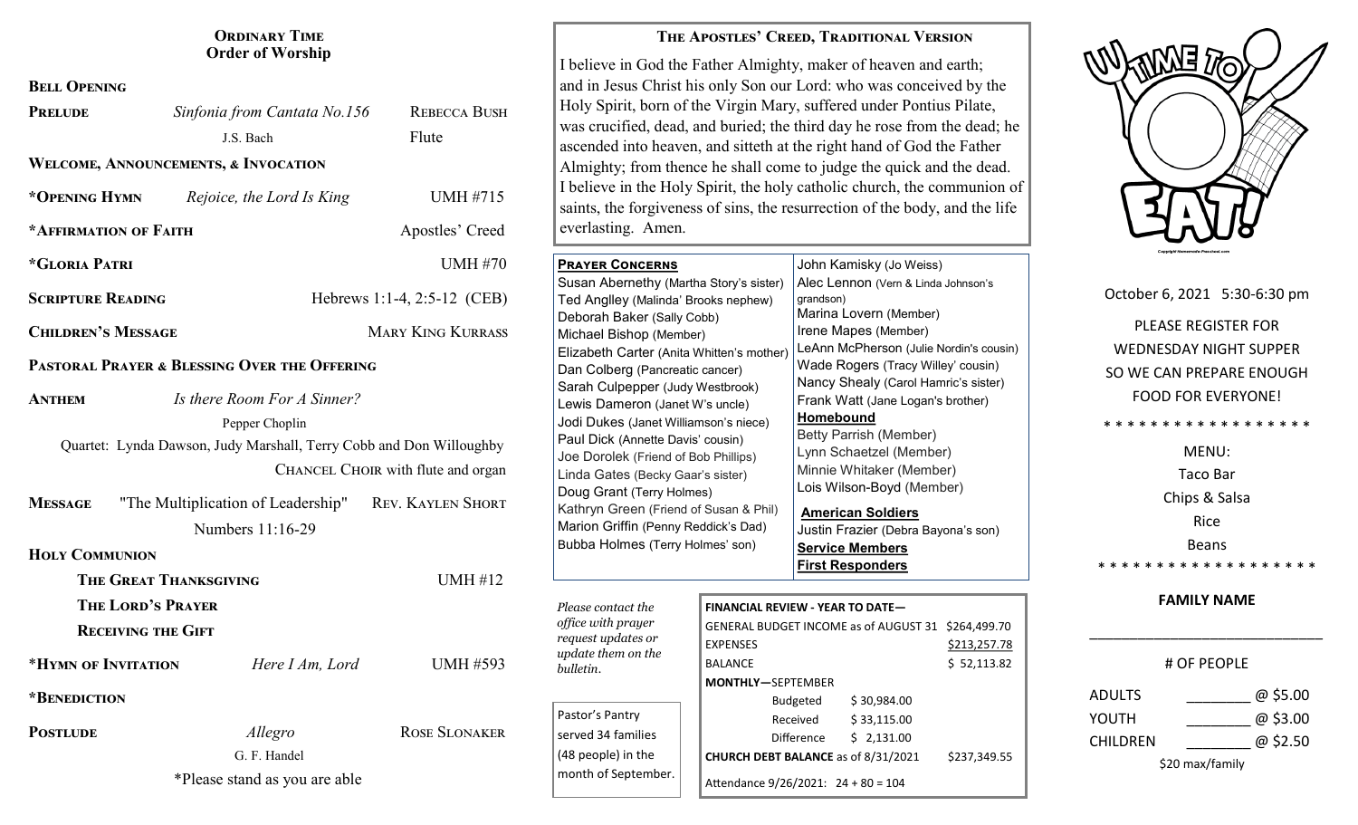## Ordinary Time
## Order of Worship

**Bell Opening**

**Prelude** — *Sinfonia from Cantata No.156* — Rebecca Bush
J.S. Bach — Flute

**Welcome, Announcements, & Invocation**

**\*Opening Hymn** — *Rejoice, the Lord Is King* — UMH #715

**\*Affirmation of Faith** — Apostles' Creed

**\*Gloria Patri** — UMH #70

**Scripture Reading** — Hebrews 1:1-4, 2:5-12 (CEB)

**Children's Message** — Mary King Kurrass

**Pastoral Prayer & Blessing Over the Offering**

**Anthem** — *Is there Room For A Sinner?*
Pepper Choplin
Quartet: Lynda Dawson, Judy Marshall, Terry Cobb and Don Willoughby
Chancel Choir with flute and organ

**Message** — "The Multiplication of Leadership" — Rev. Kaylen Short
Numbers 11:16-29

**Holy Communion**

**The Great Thanksgiving** — UMH #12

**The Lord's Prayer**

**Receiving the Gift**

**\*Hymn of Invitation** — *Here I Am, Lord* — UMH #593

**\*Benediction**

**Postlude** — *Allegro* — Rose Slonaker
G. F. Handel

\*Please stand as you are able

## The Apostles' Creed, Traditional Version

I believe in God the Father Almighty, maker of heaven and earth; and in Jesus Christ his only Son our Lord: who was conceived by the Holy Spirit, born of the Virgin Mary, suffered under Pontius Pilate, was crucified, dead, and buried; the third day he rose from the dead; he ascended into heaven, and sitteth at the right hand of God the Father Almighty; from thence he shall come to judge the quick and the dead. I believe in the Holy Spirit, the holy catholic church, the communion of saints, the forgiveness of sins, the resurrection of the body, and the life everlasting. Amen.

**Prayer Concerns**

Susan Abernethy (Martha Story's sister)
Ted Anglley (Malinda' Brooks nephew)
Deborah Baker (Sally Cobb)
Michael Bishop (Member)
Elizabeth Carter (Anita Whitten's mother)
Dan Colberg (Pancreatic cancer)
Sarah Culpepper (Judy Westbrook)
Lewis Dameron (Janet W's uncle)
Jodi Dukes (Janet Williamson's niece)
Paul Dick (Annette Davis' cousin)
Joe Dorolek (Friend of Bob Phillips)
Linda Gates (Becky Gaar's sister)
Doug Grant (Terry Holmes)
Kathryn Green (Friend of Susan & Phil)
Marion Griffin (Penny Reddick's Dad)
Bubba Holmes (Terry Holmes' son)
John Kamisky (Jo Weiss)
Alec Lennon (Vern & Linda Johnson's grandson)
Marina Lovern (Member)
Irene Mapes (Member)
LeAnn McPherson (Julie Nordin's cousin)
Wade Rogers (Tracy Willey' cousin)
Nancy Shealy (Carol Hamric's sister)
Frank Watt (Jane Logan's brother)

**Homebound**
Betty Parrish (Member)
Lynn Schaetzel (Member)
Minnie Whitaker (Member)
Lois Wilson-Boyd (Member)

**American Soldiers**
Justin Frazier (Debra Bayona's son)

**Service Members**

**First Responders**

*Please contact the office with prayer request updates or update them on the bulletin.*

Pastor's Pantry served 34 families (48 people) in the month of September.

| | | |
|---|---|---|
| **FINANCIAL REVIEW - YEAR TO DATE—** | | |
| GENERAL BUDGET INCOME as of AUGUST 31 | | $264,499.70 |
| EXPENSES | | $213,257.78 |
| BALANCE | | $ 52,113.82 |
| **MONTHLY—SEPTEMBER** | | |
| Budgeted | $ 30,984.00 | |
| Received | $ 33,115.00 | |
| Difference | $ 2,131.00 | |
| **CHURCH DEBT BALANCE** as of 8/31/2021 | | $237,349.55 |
| Attendance 9/26/2021: 24 + 80 = 104 | | |

## Time to Eat!

October 6, 2021 5:30-6:30 pm

PLEASE REGISTER FOR WEDNESDAY NIGHT SUPPER SO WE CAN PREPARE ENOUGH FOOD FOR EVERYONE!

\* \* \* \* \* \* \* \* \* \* \* \* \* \* \* \* \*

MENU:
Taco Bar
Chips & Salsa
Rice
Beans

\* \* \* \* \* \* \* \* \* \* \* \* \* \* \* \* \* \*

**FAMILY NAME**

\_\_\_\_\_\_\_\_\_\_\_\_\_\_\_\_\_\_\_\_\_\_\_\_\_\_\_\_\_\_

\# OF PEOPLE

ADULTS \_\_\_\_\_\_\_\_ @ $5.00
YOUTH \_\_\_\_\_\_\_\_ @ $3.00
CHILDREN \_\_\_\_\_\_\_\_ @ $2.50

$20 max/family